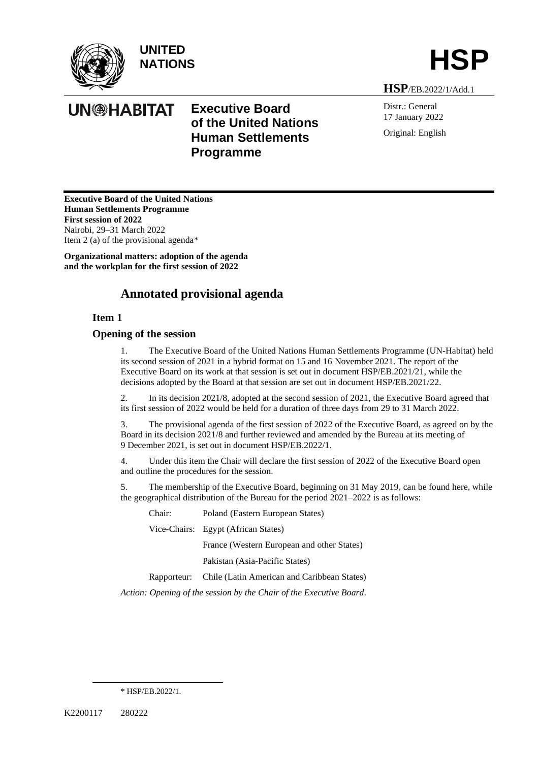UNITED NATIONS

# HSP

HSP/EB.2022/1/Add.1

UN-HABITAT

**Executive Board of the United Nations Human Settlements Programme**

Distr.: General
17 January 2022

Original: English

**Executive Board of the United Nations Human Settlements Programme**
**First session of 2022**
Nairobi, 29–31 March 2022
Item 2 (a) of the provisional agenda*

**Organizational matters: adoption of the agenda and the workplan for the first session of 2022**

# Annotated provisional agenda

## Item 1

## Opening of the session

1. The Executive Board of the United Nations Human Settlements Programme (UN-Habitat) held its second session of 2021 in a hybrid format on 15 and 16 November 2021. The report of the Executive Board on its work at that session is set out in document HSP/EB.2021/21, while the decisions adopted by the Board at that session are set out in document HSP/EB.2021/22.

2. In its decision 2021/8, adopted at the second session of 2021, the Executive Board agreed that its first session of 2022 would be held for a duration of three days from 29 to 31 March 2022.

3. The provisional agenda of the first session of 2022 of the Executive Board, as agreed on by the Board in its decision 2021/8 and further reviewed and amended by the Bureau at its meeting of 9 December 2021, is set out in document HSP/EB.2022/1.

4. Under this item the Chair will declare the first session of 2022 of the Executive Board open and outline the procedures for the session.

5. The membership of the Executive Board, beginning on 31 May 2019, can be found here, while the geographical distribution of the Bureau for the period 2021–2022 is as follows:

| | |
|---|---|
| Chair: | Poland (Eastern European States) |
| Vice-Chairs: | Egypt (African States) |
| | France (Western European and other States) |
| | Pakistan (Asia-Pacific States) |
| Rapporteur: | Chile (Latin American and Caribbean States) |

*Action: Opening of the session by the Chair of the Executive Board.*

* HSP/EB.2022/1.

K2200117 280222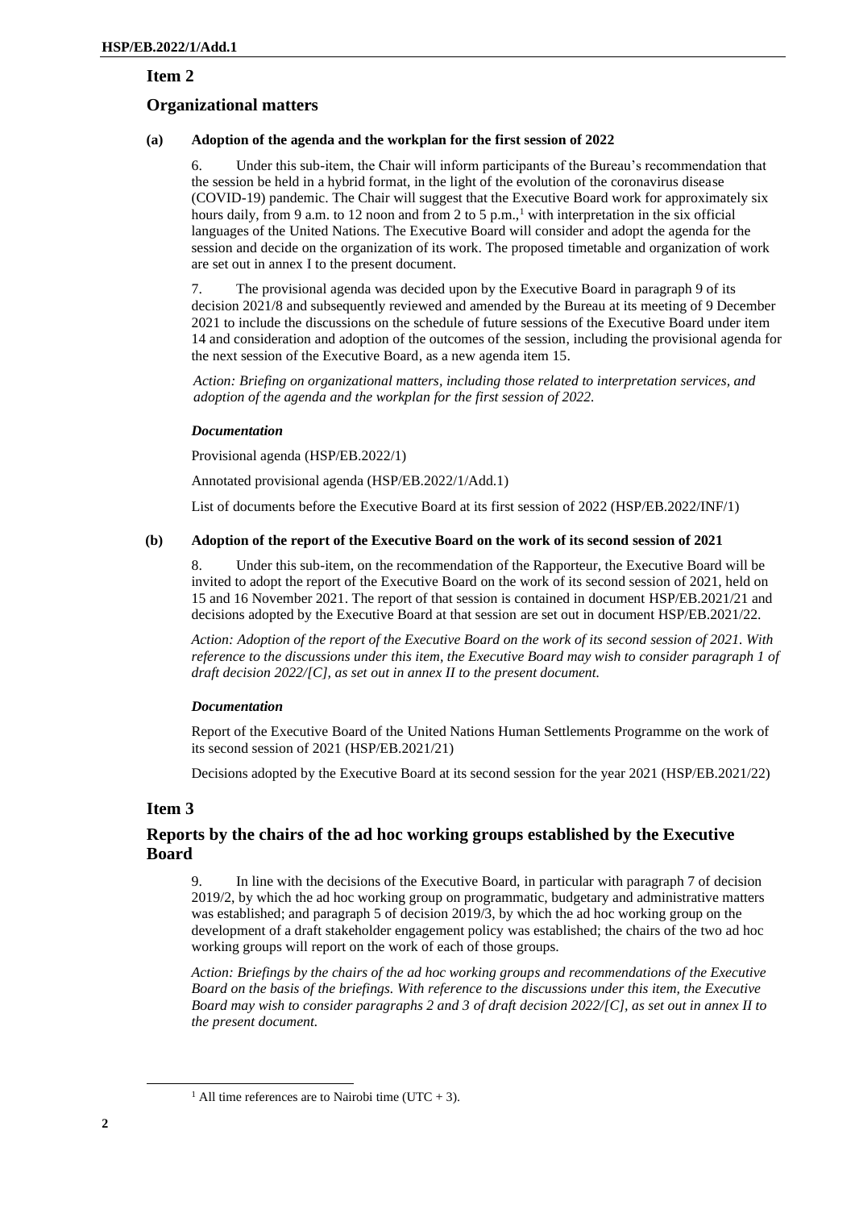## Item 2

## Organizational matters

### (a) Adoption of the agenda and the workplan for the first session of 2022

6. Under this sub-item, the Chair will inform participants of the Bureau's recommendation that the session be held in a hybrid format, in the light of the evolution of the coronavirus disease (COVID-19) pandemic. The Chair will suggest that the Executive Board work for approximately six hours daily, from 9 a.m. to 12 noon and from 2 to 5 p.m.,[1] with interpretation in the six official languages of the United Nations. The Executive Board will consider and adopt the agenda for the session and decide on the organization of its work. The proposed timetable and organization of work are set out in annex I to the present document.

7. The provisional agenda was decided upon by the Executive Board in paragraph 9 of its decision 2021/8 and subsequently reviewed and amended by the Bureau at its meeting of 9 December 2021 to include the discussions on the schedule of future sessions of the Executive Board under item 14 and consideration and adoption of the outcomes of the session, including the provisional agenda for the next session of the Executive Board, as a new agenda item 15.

*Action: Briefing on organizational matters, including those related to interpretation services, and adoption of the agenda and the workplan for the first session of 2022.*

***Documentation***

Provisional agenda (HSP/EB.2022/1)

Annotated provisional agenda (HSP/EB.2022/1/Add.1)

List of documents before the Executive Board at its first session of 2022 (HSP/EB.2022/INF/1)

### (b) Adoption of the report of the Executive Board on the work of its second session of 2021

8. Under this sub-item, on the recommendation of the Rapporteur, the Executive Board will be invited to adopt the report of the Executive Board on the work of its second session of 2021, held on 15 and 16 November 2021. The report of that session is contained in document HSP/EB.2021/21 and decisions adopted by the Executive Board at that session are set out in document HSP/EB.2021/22.

*Action: Adoption of the report of the Executive Board on the work of its second session of 2021. With reference to the discussions under this item, the Executive Board may wish to consider paragraph 1 of draft decision 2022/[C], as set out in annex II to the present document.*

***Documentation***

Report of the Executive Board of the United Nations Human Settlements Programme on the work of its second session of 2021 (HSP/EB.2021/21)

Decisions adopted by the Executive Board at its second session for the year 2021 (HSP/EB.2021/22)

## Item 3

## Reports by the chairs of the ad hoc working groups established by the Executive Board

9. In line with the decisions of the Executive Board, in particular with paragraph 7 of decision 2019/2, by which the ad hoc working group on programmatic, budgetary and administrative matters was established; and paragraph 5 of decision 2019/3, by which the ad hoc working group on the development of a draft stakeholder engagement policy was established; the chairs of the two ad hoc working groups will report on the work of each of those groups.

*Action: Briefings by the chairs of the ad hoc working groups and recommendations of the Executive Board on the basis of the briefings. With reference to the discussions under this item, the Executive Board may wish to consider paragraphs 2 and 3 of draft decision 2022/[C], as set out in annex II to the present document.*

[1] All time references are to Nairobi time (UTC + 3).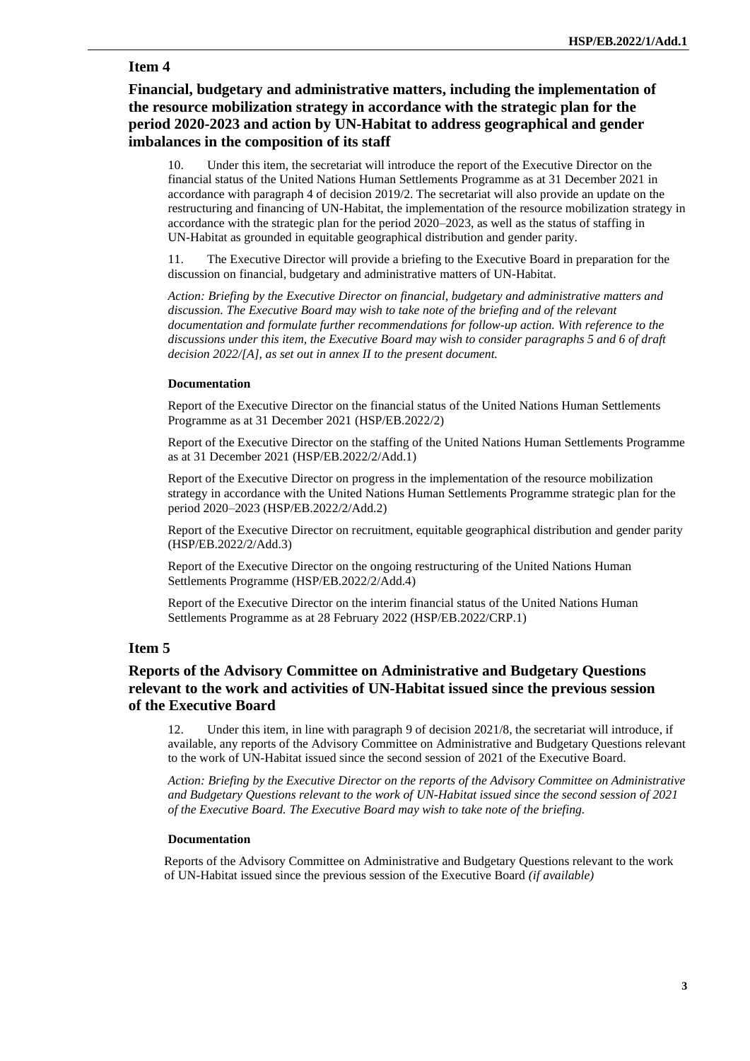## Item 4

### Financial, budgetary and administrative matters, including the implementation of the resource mobilization strategy in accordance with the strategic plan for the period 2020-2023 and action by UN-Habitat to address geographical and gender imbalances in the composition of its staff

10. Under this item, the secretariat will introduce the report of the Executive Director on the financial status of the United Nations Human Settlements Programme as at 31 December 2021 in accordance with paragraph 4 of decision 2019/2. The secretariat will also provide an update on the restructuring and financing of UN-Habitat, the implementation of the resource mobilization strategy in accordance with the strategic plan for the period 2020–2023, as well as the status of staffing in UN-Habitat as grounded in equitable geographical distribution and gender parity.

11. The Executive Director will provide a briefing to the Executive Board in preparation for the discussion on financial, budgetary and administrative matters of UN-Habitat.

*Action: Briefing by the Executive Director on financial, budgetary and administrative matters and discussion. The Executive Board may wish to take note of the briefing and of the relevant documentation and formulate further recommendations for follow-up action. With reference to the discussions under this item, the Executive Board may wish to consider paragraphs 5 and 6 of draft decision 2022/[A], as set out in annex II to the present document.*

#### Documentation

Report of the Executive Director on the financial status of the United Nations Human Settlements Programme as at 31 December 2021 (HSP/EB.2022/2)

Report of the Executive Director on the staffing of the United Nations Human Settlements Programme as at 31 December 2021 (HSP/EB.2022/2/Add.1)

Report of the Executive Director on progress in the implementation of the resource mobilization strategy in accordance with the United Nations Human Settlements Programme strategic plan for the period 2020–2023 (HSP/EB.2022/2/Add.2)

Report of the Executive Director on recruitment, equitable geographical distribution and gender parity (HSP/EB.2022/2/Add.3)

Report of the Executive Director on the ongoing restructuring of the United Nations Human Settlements Programme (HSP/EB.2022/2/Add.4)

Report of the Executive Director on the interim financial status of the United Nations Human Settlements Programme as at 28 February 2022 (HSP/EB.2022/CRP.1)

## Item 5

### Reports of the Advisory Committee on Administrative and Budgetary Questions relevant to the work and activities of UN-Habitat issued since the previous session of the Executive Board

12. Under this item, in line with paragraph 9 of decision 2021/8, the secretariat will introduce, if available, any reports of the Advisory Committee on Administrative and Budgetary Questions relevant to the work of UN-Habitat issued since the second session of 2021 of the Executive Board.

*Action: Briefing by the Executive Director on the reports of the Advisory Committee on Administrative and Budgetary Questions relevant to the work of UN-Habitat issued since the second session of 2021 of the Executive Board. The Executive Board may wish to take note of the briefing.*

#### Documentation

Reports of the Advisory Committee on Administrative and Budgetary Questions relevant to the work of UN-Habitat issued since the previous session of the Executive Board *(if available)*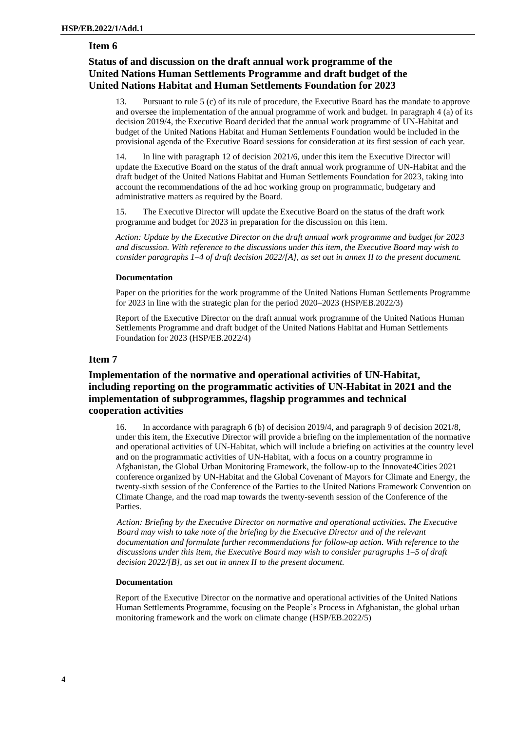## Item 6

### Status of and discussion on the draft annual work programme of the United Nations Human Settlements Programme and draft budget of the United Nations Habitat and Human Settlements Foundation for 2023

13. Pursuant to rule 5 (c) of its rule of procedure, the Executive Board has the mandate to approve and oversee the implementation of the annual programme of work and budget. In paragraph 4 (a) of its decision 2019/4, the Executive Board decided that the annual work programme of UN-Habitat and budget of the United Nations Habitat and Human Settlements Foundation would be included in the provisional agenda of the Executive Board sessions for consideration at its first session of each year.

14. In line with paragraph 12 of decision 2021/6, under this item the Executive Director will update the Executive Board on the status of the draft annual work programme of UN-Habitat and the draft budget of the United Nations Habitat and Human Settlements Foundation for 2023, taking into account the recommendations of the ad hoc working group on programmatic, budgetary and administrative matters as required by the Board.

15. The Executive Director will update the Executive Board on the status of the draft work programme and budget for 2023 in preparation for the discussion on this item.

*Action: Update by the Executive Director on the draft annual work programme and budget for 2023 and discussion. With reference to the discussions under this item, the Executive Board may wish to consider paragraphs 1–4 of draft decision 2022/[A], as set out in annex II to the present document.*

#### Documentation

Paper on the priorities for the work programme of the United Nations Human Settlements Programme for 2023 in line with the strategic plan for the period 2020–2023 (HSP/EB.2022/3)

Report of the Executive Director on the draft annual work programme of the United Nations Human Settlements Programme and draft budget of the United Nations Habitat and Human Settlements Foundation for 2023 (HSP/EB.2022/4)

## Item 7

### Implementation of the normative and operational activities of UN-Habitat, including reporting on the programmatic activities of UN-Habitat in 2021 and the implementation of subprogrammes, flagship programmes and technical cooperation activities

16. In accordance with paragraph 6 (b) of decision 2019/4, and paragraph 9 of decision 2021/8, under this item, the Executive Director will provide a briefing on the implementation of the normative and operational activities of UN-Habitat, which will include a briefing on activities at the country level and on the programmatic activities of UN-Habitat, with a focus on a country programme in Afghanistan, the Global Urban Monitoring Framework, the follow-up to the Innovate4Cities 2021 conference organized by UN-Habitat and the Global Covenant of Mayors for Climate and Energy, the twenty-sixth session of the Conference of the Parties to the United Nations Framework Convention on Climate Change, and the road map towards the twenty-seventh session of the Conference of the Parties.

*Action: Briefing by the Executive Director on normative and operational activities.* ***The Executive Board may wish to take note of the briefing by the Executive Director and of the relevant documentation and formulate further recommendations for follow-up action. With reference to the discussions under this item, the Executive Board may wish to consider paragraphs 1–5 of draft decision 2022/[B], as set out in annex II to the present document.***

#### Documentation

Report of the Executive Director on the normative and operational activities of the United Nations Human Settlements Programme, focusing on the People's Process in Afghanistan, the global urban monitoring framework and the work on climate change (HSP/EB.2022/5)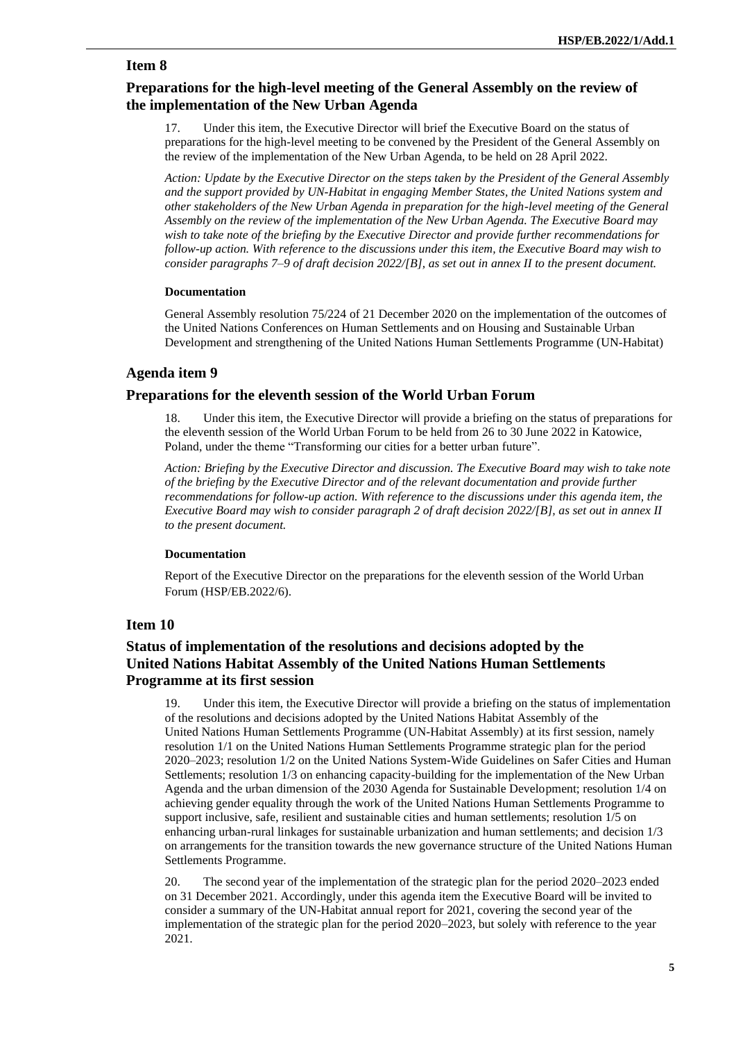## Item 8

## Preparations for the high-level meeting of the General Assembly on the review of the implementation of the New Urban Agenda

17. Under this item, the Executive Director will brief the Executive Board on the status of preparations for the high-level meeting to be convened by the President of the General Assembly on the review of the implementation of the New Urban Agenda, to be held on 28 April 2022.

*Action: Update by the Executive Director on the steps taken by the President of the General Assembly and the support provided by UN-Habitat in engaging Member States, the United Nations system and other stakeholders of the New Urban Agenda in preparation for the high-level meeting of the General Assembly on the review of the implementation of the New Urban Agenda. The Executive Board may wish to take note of the briefing by the Executive Director and provide further recommendations for follow-up action. With reference to the discussions under this item, the Executive Board may wish to consider paragraphs 7–9 of draft decision 2022/[B], as set out in annex II to the present document.*

#### Documentation

General Assembly resolution 75/224 of 21 December 2020 on the implementation of the outcomes of the United Nations Conferences on Human Settlements and on Housing and Sustainable Urban Development and strengthening of the United Nations Human Settlements Programme (UN-Habitat)

## Agenda item 9

## Preparations for the eleventh session of the World Urban Forum

18. Under this item, the Executive Director will provide a briefing on the status of preparations for the eleventh session of the World Urban Forum to be held from 26 to 30 June 2022 in Katowice, Poland, under the theme "Transforming our cities for a better urban future".

*Action: Briefing by the Executive Director and discussion. The Executive Board may wish to take note of the briefing by the Executive Director and of the relevant documentation and provide further recommendations for follow-up action. With reference to the discussions under this agenda item, the Executive Board may wish to consider paragraph 2 of draft decision 2022/[B], as set out in annex II to the present document.*

#### Documentation

Report of the Executive Director on the preparations for the eleventh session of the World Urban Forum (HSP/EB.2022/6).

## Item 10

## Status of implementation of the resolutions and decisions adopted by the United Nations Habitat Assembly of the United Nations Human Settlements Programme at its first session

19. Under this item, the Executive Director will provide a briefing on the status of implementation of the resolutions and decisions adopted by the United Nations Habitat Assembly of the United Nations Human Settlements Programme (UN-Habitat Assembly) at its first session, namely resolution 1/1 on the United Nations Human Settlements Programme strategic plan for the period 2020–2023; resolution 1/2 on the United Nations System-Wide Guidelines on Safer Cities and Human Settlements; resolution 1/3 on enhancing capacity-building for the implementation of the New Urban Agenda and the urban dimension of the 2030 Agenda for Sustainable Development; resolution 1/4 on achieving gender equality through the work of the United Nations Human Settlements Programme to support inclusive, safe, resilient and sustainable cities and human settlements; resolution 1/5 on enhancing urban-rural linkages for sustainable urbanization and human settlements; and decision 1/3 on arrangements for the transition towards the new governance structure of the United Nations Human Settlements Programme.

20. The second year of the implementation of the strategic plan for the period 2020–2023 ended on 31 December 2021. Accordingly, under this agenda item the Executive Board will be invited to consider a summary of the UN-Habitat annual report for 2021, covering the second year of the implementation of the strategic plan for the period 2020–2023, but solely with reference to the year 2021.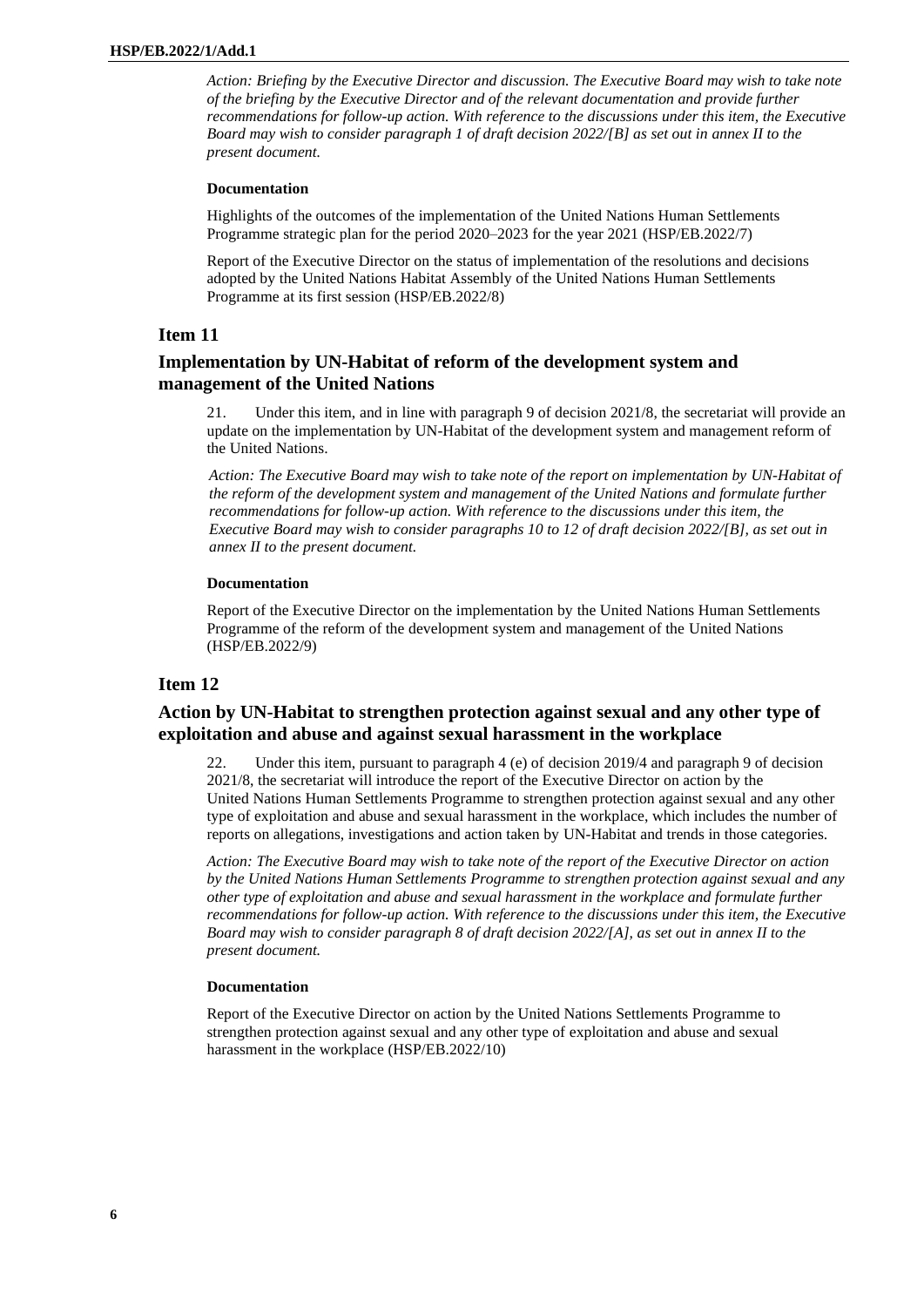*Action: Briefing by the Executive Director and discussion. The Executive Board may wish to take note of the briefing by the Executive Director and of the relevant documentation and provide further recommendations for follow-up action. With reference to the discussions under this item, the Executive Board may wish to consider paragraph 1 of draft decision 2022/[B] as set out in annex II to the present document.*

**Documentation**

Highlights of the outcomes of the implementation of the United Nations Human Settlements Programme strategic plan for the period 2020–2023 for the year 2021 (HSP/EB.2022/7)

Report of the Executive Director on the status of implementation of the resolutions and decisions adopted by the United Nations Habitat Assembly of the United Nations Human Settlements Programme at its first session (HSP/EB.2022/8)

## Item 11

## Implementation by UN-Habitat of reform of the development system and management of the United Nations

21. Under this item, and in line with paragraph 9 of decision 2021/8, the secretariat will provide an update on the implementation by UN-Habitat of the development system and management reform of the United Nations.

*Action: The Executive Board may wish to take note of the report on implementation by UN-Habitat of the reform of the development system and management of the United Nations and formulate further recommendations for follow-up action. With reference to the discussions under this item, the Executive Board may wish to consider paragraphs 10 to 12 of draft decision 2022/[B], as set out in annex II to the present document.*

**Documentation**

Report of the Executive Director on the implementation by the United Nations Human Settlements Programme of the reform of the development system and management of the United Nations (HSP/EB.2022/9)

## Item 12

## Action by UN-Habitat to strengthen protection against sexual and any other type of exploitation and abuse and against sexual harassment in the workplace

22. Under this item, pursuant to paragraph 4 (e) of decision 2019/4 and paragraph 9 of decision 2021/8, the secretariat will introduce the report of the Executive Director on action by the United Nations Human Settlements Programme to strengthen protection against sexual and any other type of exploitation and abuse and sexual harassment in the workplace, which includes the number of reports on allegations, investigations and action taken by UN-Habitat and trends in those categories.

*Action: The Executive Board may wish to take note of the report of the Executive Director on action by the United Nations Human Settlements Programme to strengthen protection against sexual and any other type of exploitation and abuse and sexual harassment in the workplace and formulate further recommendations for follow-up action. With reference to the discussions under this item, the Executive Board may wish to consider paragraph 8 of draft decision 2022/[A], as set out in annex II to the present document.*

**Documentation**

Report of the Executive Director on action by the United Nations Settlements Programme to strengthen protection against sexual and any other type of exploitation and abuse and sexual harassment in the workplace (HSP/EB.2022/10)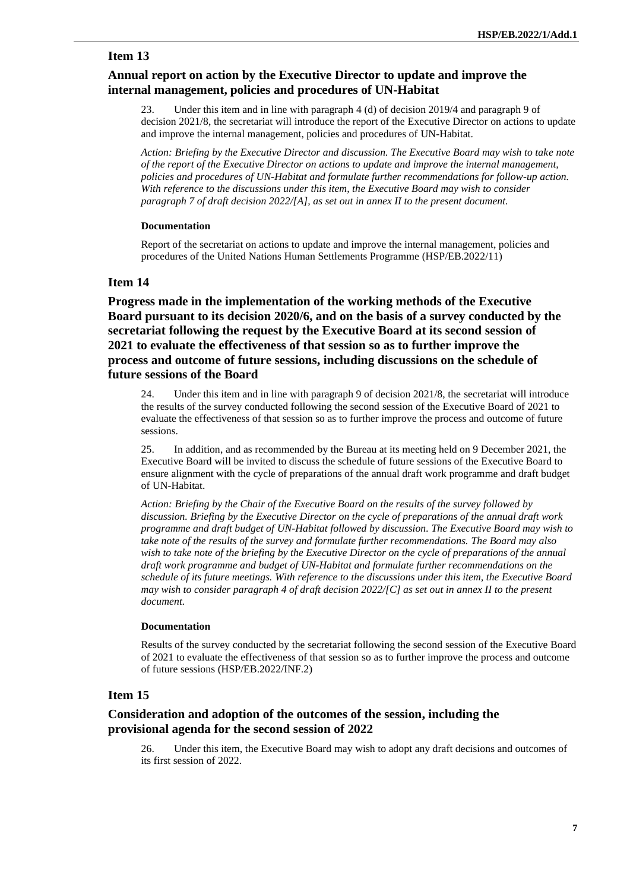## Item 13

### Annual report on action by the Executive Director to update and improve the internal management, policies and procedures of UN-Habitat

23. Under this item and in line with paragraph 4 (d) of decision 2019/4 and paragraph 9 of decision 2021/8, the secretariat will introduce the report of the Executive Director on actions to update and improve the internal management, policies and procedures of UN-Habitat.

*Action: Briefing by the Executive Director and discussion. The Executive Board may wish to take note of the report of the Executive Director on actions to update and improve the internal management, policies and procedures of UN-Habitat and formulate further recommendations for follow-up action. With reference to the discussions under this item, the Executive Board may wish to consider paragraph 7 of draft decision 2022/[A], as set out in annex II to the present document.*

**Documentation**

Report of the secretariat on actions to update and improve the internal management, policies and procedures of the United Nations Human Settlements Programme (HSP/EB.2022/11)

## Item 14

### Progress made in the implementation of the working methods of the Executive Board pursuant to its decision 2020/6, and on the basis of a survey conducted by the secretariat following the request by the Executive Board at its second session of 2021 to evaluate the effectiveness of that session so as to further improve the process and outcome of future sessions, including discussions on the schedule of future sessions of the Board

24. Under this item and in line with paragraph 9 of decision 2021/8, the secretariat will introduce the results of the survey conducted following the second session of the Executive Board of 2021 to evaluate the effectiveness of that session so as to further improve the process and outcome of future sessions.

25. In addition, and as recommended by the Bureau at its meeting held on 9 December 2021, the Executive Board will be invited to discuss the schedule of future sessions of the Executive Board to ensure alignment with the cycle of preparations of the annual draft work programme and draft budget of UN-Habitat.

*Action: Briefing by the Chair of the Executive Board on the results of the survey followed by discussion. Briefing by the Executive Director on the cycle of preparations of the annual draft work programme and draft budget of UN-Habitat followed by discussion. The Executive Board may wish to take note of the results of the survey and formulate further recommendations. The Board may also wish to take note of the briefing by the Executive Director on the cycle of preparations of the annual draft work programme and budget of UN-Habitat and formulate further recommendations on the schedule of its future meetings. With reference to the discussions under this item, the Executive Board may wish to consider paragraph 4 of draft decision 2022/[C] as set out in annex II to the present document.*

**Documentation**

Results of the survey conducted by the secretariat following the second session of the Executive Board of 2021 to evaluate the effectiveness of that session so as to further improve the process and outcome of future sessions (HSP/EB.2022/INF.2)

## Item 15

### Consideration and adoption of the outcomes of the session, including the provisional agenda for the second session of 2022

26. Under this item, the Executive Board may wish to adopt any draft decisions and outcomes of its first session of 2022.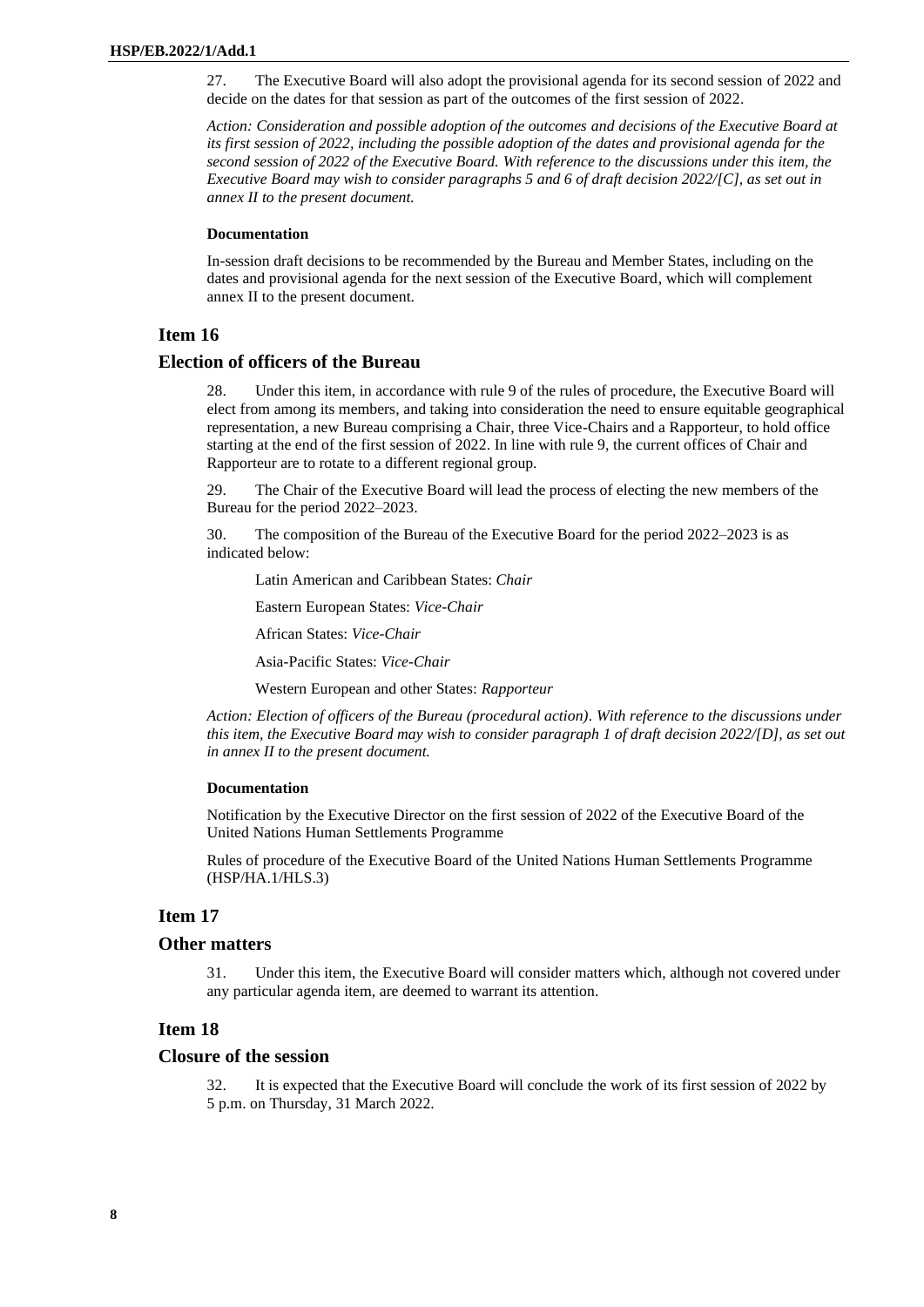27. The Executive Board will also adopt the provisional agenda for its second session of 2022 and decide on the dates for that session as part of the outcomes of the first session of 2022.

*Action: Consideration and possible adoption of the outcomes and decisions of the Executive Board at its first session of 2022, including the possible adoption of the dates and provisional agenda for the second session of 2022 of the Executive Board. With reference to the discussions under this item, the Executive Board may wish to consider paragraphs 5 and 6 of draft decision 2022/[C], as set out in annex II to the present document.*

#### Documentation

In-session draft decisions to be recommended by the Bureau and Member States, including on the dates and provisional agenda for the next session of the Executive Board, which will complement annex II to the present document.

## Item 16

## Election of officers of the Bureau

28. Under this item, in accordance with rule 9 of the rules of procedure, the Executive Board will elect from among its members, and taking into consideration the need to ensure equitable geographical representation, a new Bureau comprising a Chair, three Vice-Chairs and a Rapporteur, to hold office starting at the end of the first session of 2022. In line with rule 9, the current offices of Chair and Rapporteur are to rotate to a different regional group.

29. The Chair of the Executive Board will lead the process of electing the new members of the Bureau for the period 2022–2023.

30. The composition of the Bureau of the Executive Board for the period 2022–2023 is as indicated below:

Latin American and Caribbean States: *Chair*

Eastern European States: *Vice-Chair*

African States: *Vice-Chair*

Asia-Pacific States: *Vice-Chair*

Western European and other States: *Rapporteur*

*Action: Election of officers of the Bureau (procedural action). With reference to the discussions under this item, the Executive Board may wish to consider paragraph 1 of draft decision 2022/[D], as set out in annex II to the present document.*

#### Documentation

Notification by the Executive Director on the first session of 2022 of the Executive Board of the United Nations Human Settlements Programme

Rules of procedure of the Executive Board of the United Nations Human Settlements Programme (HSP/HA.1/HLS.3)

## Item 17

## Other matters

31. Under this item, the Executive Board will consider matters which, although not covered under any particular agenda item, are deemed to warrant its attention.

## Item 18

## Closure of the session

32. It is expected that the Executive Board will conclude the work of its first session of 2022 by 5 p.m. on Thursday, 31 March 2022.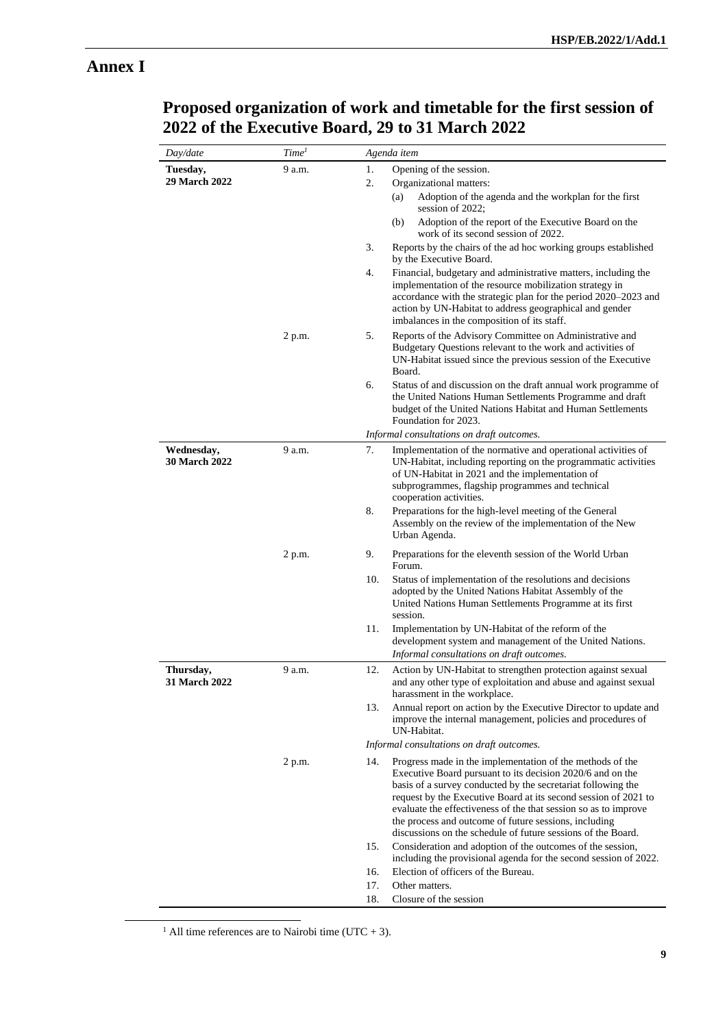# Annex I

## Proposed organization of work and timetable for the first session of 2022 of the Executive Board, 29 to 31 March 2022

| *Day/date* | *Time*[1] | *Agenda item* |
|---|---|---|
| **Tuesday, 29 March 2022** | 9 a.m. | 1. Opening of the session. |
| | | 2. Organizational matters: |
| | | (a) Adoption of the agenda and the workplan for the first session of 2022; |
| | | (b) Adoption of the report of the Executive Board on the work of its second session of 2022. |
| | | 3. Reports by the chairs of the ad hoc working groups established by the Executive Board. |
| | | 4. Financial, budgetary and administrative matters, including the implementation of the resource mobilization strategy in accordance with the strategic plan for the period 2020–2023 and action by UN-Habitat to address geographical and gender imbalances in the composition of its staff. |
| | 2 p.m. | 5. Reports of the Advisory Committee on Administrative and Budgetary Questions relevant to the work and activities of UN-Habitat issued since the previous session of the Executive Board. |
| | | 6. Status of and discussion on the draft annual work programme of the United Nations Human Settlements Programme and draft budget of the United Nations Habitat and Human Settlements Foundation for 2023. |
| | | *Informal consultations on draft outcomes.* |
| **Wednesday, 30 March 2022** | 9 a.m. | 7. Implementation of the normative and operational activities of UN-Habitat, including reporting on the programmatic activities of UN-Habitat in 2021 and the implementation of subprogrammes, flagship programmes and technical cooperation activities. |
| | | 8. Preparations for the high-level meeting of the General Assembly on the review of the implementation of the New Urban Agenda. |
| | 2 p.m. | 9. Preparations for the eleventh session of the World Urban Forum. |
| | | 10. Status of implementation of the resolutions and decisions adopted by the United Nations Habitat Assembly of the United Nations Human Settlements Programme at its first session. |
| | | 11. Implementation by UN-Habitat of the reform of the development system and management of the United Nations. |
| | | *Informal consultations on draft outcomes.* |
| **Thursday, 31 March 2022** | 9 a.m. | 12. Action by UN-Habitat to strengthen protection against sexual and any other type of exploitation and abuse and against sexual harassment in the workplace. |
| | | 13. Annual report on action by the Executive Director to update and improve the internal management, policies and procedures of UN-Habitat. |
| | | *Informal consultations on draft outcomes.* |
| | 2 p.m. | 14. Progress made in the implementation of the methods of the Executive Board pursuant to its decision 2020/6 and on the basis of a survey conducted by the secretariat following the request by the Executive Board at its second session of 2021 to evaluate the effectiveness of the that session so as to improve the process and outcome of future sessions, including discussions on the schedule of future sessions of the Board. |
| | | 15. Consideration and adoption of the outcomes of the session, including the provisional agenda for the second session of 2022. |
| | | 16. Election of officers of the Bureau. |
| | | 17. Other matters. |
| | | 18. Closure of the session |

[1] All time references are to Nairobi time (UTC + 3).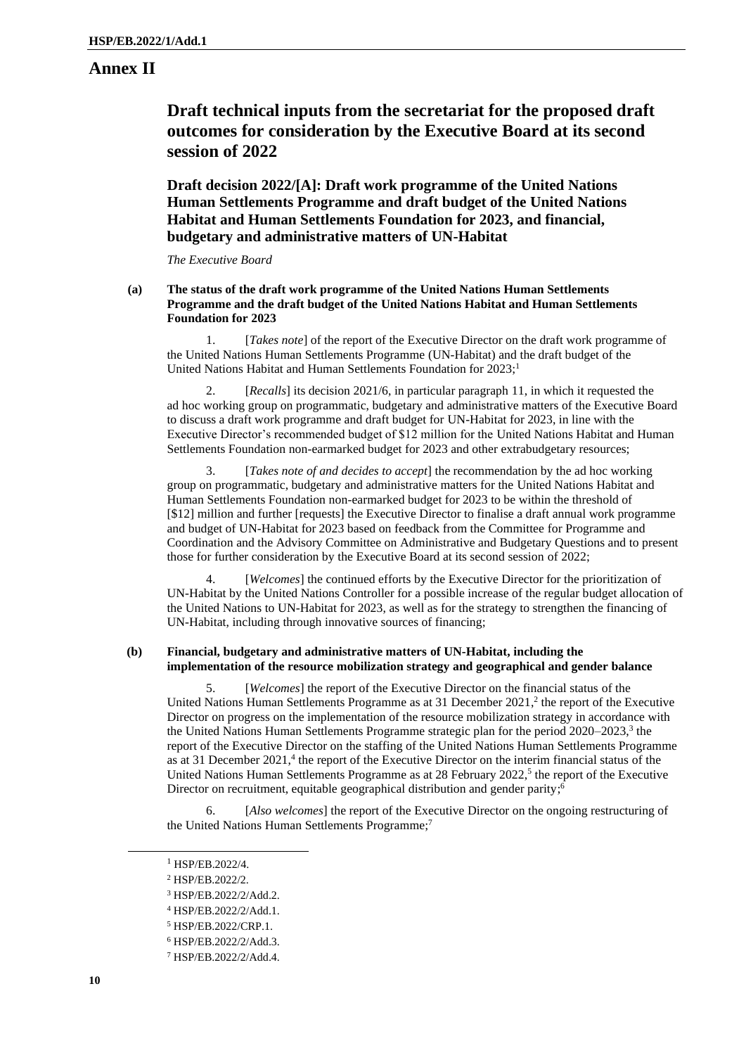# Annex II

## Draft technical inputs from the secretariat for the proposed draft outcomes for consideration by the Executive Board at its second session of 2022

### Draft decision 2022/[A]: Draft work programme of the United Nations Human Settlements Programme and draft budget of the United Nations Habitat and Human Settlements Foundation for 2023, and financial, budgetary and administrative matters of UN-Habitat

*The Executive Board*

**(a) The status of the draft work programme of the United Nations Human Settlements Programme and the draft budget of the United Nations Habitat and Human Settlements Foundation for 2023**

1. [*Takes note*] of the report of the Executive Director on the draft work programme of the United Nations Human Settlements Programme (UN-Habitat) and the draft budget of the United Nations Habitat and Human Settlements Foundation for 2023;[1]

2. [*Recalls*] its decision 2021/6, in particular paragraph 11, in which it requested the ad hoc working group on programmatic, budgetary and administrative matters of the Executive Board to discuss a draft work programme and draft budget for UN-Habitat for 2023, in line with the Executive Director's recommended budget of $12 million for the United Nations Habitat and Human Settlements Foundation non-earmarked budget for 2023 and other extrabudgetary resources;

3. [*Takes note of and decides to accept*] the recommendation by the ad hoc working group on programmatic, budgetary and administrative matters for the United Nations Habitat and Human Settlements Foundation non-earmarked budget for 2023 to be within the threshold of [$12] million and further [requests] the Executive Director to finalise a draft annual work programme and budget of UN-Habitat for 2023 based on feedback from the Committee for Programme and Coordination and the Advisory Committee on Administrative and Budgetary Questions and to present those for further consideration by the Executive Board at its second session of 2022;

4. [*Welcomes*] the continued efforts by the Executive Director for the prioritization of UN-Habitat by the United Nations Controller for a possible increase of the regular budget allocation of the United Nations to UN-Habitat for 2023, as well as for the strategy to strengthen the financing of UN-Habitat, including through innovative sources of financing;

**(b) Financial, budgetary and administrative matters of UN-Habitat, including the implementation of the resource mobilization strategy and geographical and gender balance**

5. [*Welcomes*] the report of the Executive Director on the financial status of the United Nations Human Settlements Programme as at 31 December 2021,[2] the report of the Executive Director on progress on the implementation of the resource mobilization strategy in accordance with the United Nations Human Settlements Programme strategic plan for the period 2020–2023,[3] the report of the Executive Director on the staffing of the United Nations Human Settlements Programme as at 31 December 2021,[4] the report of the Executive Director on the interim financial status of the United Nations Human Settlements Programme as at 28 February 2022,[5] the report of the Executive Director on recruitment, equitable geographical distribution and gender parity;[6]

6. [*Also welcomes*] the report of the Executive Director on the ongoing restructuring of the United Nations Human Settlements Programme;[7]

---

[1] HSP/EB.2022/4.

[2] HSP/EB.2022/2.

[3] HSP/EB.2022/2/Add.2.

[4] HSP/EB.2022/2/Add.1.

[5] HSP/EB.2022/CRP.1.

[6] HSP/EB.2022/2/Add.3.

[7] HSP/EB.2022/2/Add.4.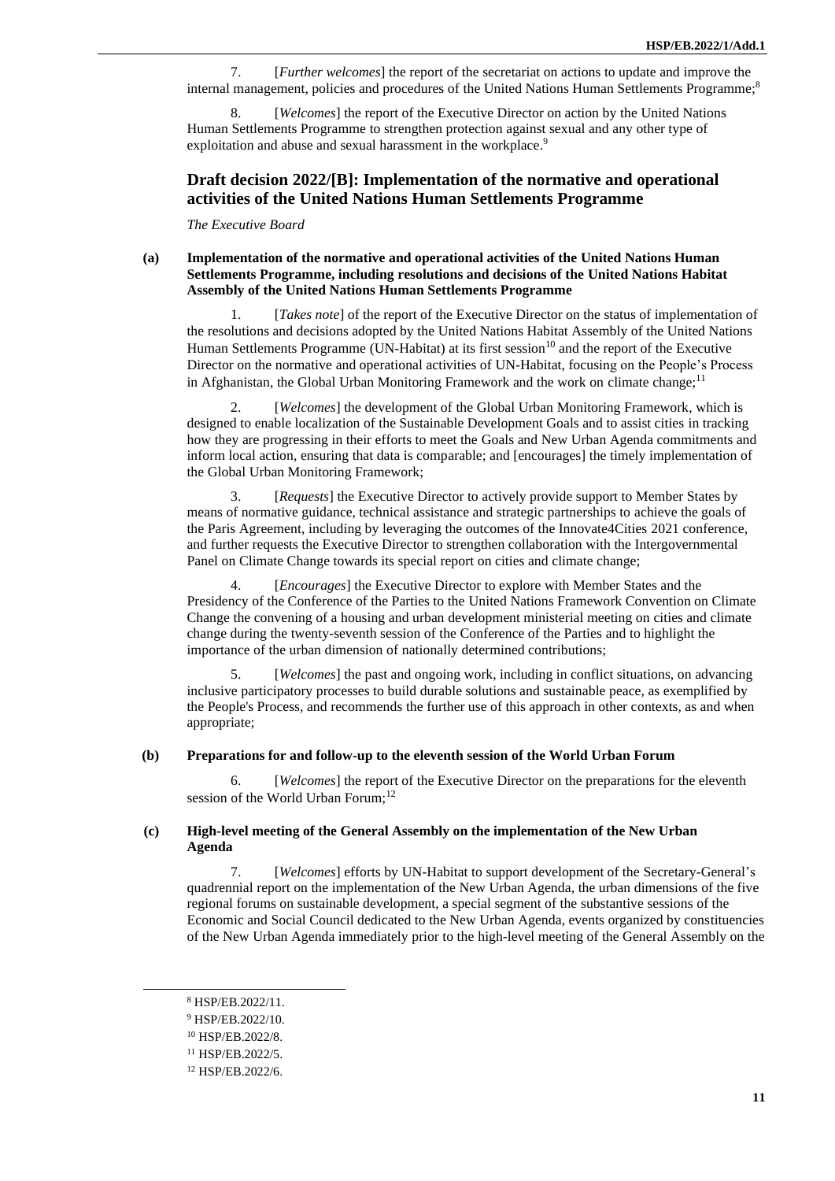7. [*Further welcomes*] the report of the secretariat on actions to update and improve the internal management, policies and procedures of the United Nations Human Settlements Programme;[8]

8. [*Welcomes*] the report of the Executive Director on action by the United Nations Human Settlements Programme to strengthen protection against sexual and any other type of exploitation and abuse and sexual harassment in the workplace.[9]

## Draft decision 2022/[B]: Implementation of the normative and operational activities of the United Nations Human Settlements Programme

*The Executive Board*

**(a) Implementation of the normative and operational activities of the United Nations Human Settlements Programme, including resolutions and decisions of the United Nations Habitat Assembly of the United Nations Human Settlements Programme**

1. [*Takes note*] of the report of the Executive Director on the status of implementation of the resolutions and decisions adopted by the United Nations Habitat Assembly of the United Nations Human Settlements Programme (UN-Habitat) at its first session[10] and the report of the Executive Director on the normative and operational activities of UN-Habitat, focusing on the People's Process in Afghanistan, the Global Urban Monitoring Framework and the work on climate change;[11]

2. [*Welcomes*] the development of the Global Urban Monitoring Framework, which is designed to enable localization of the Sustainable Development Goals and to assist cities in tracking how they are progressing in their efforts to meet the Goals and New Urban Agenda commitments and inform local action, ensuring that data is comparable; and [encourages] the timely implementation of the Global Urban Monitoring Framework;

3. [*Requests*] the Executive Director to actively provide support to Member States by means of normative guidance, technical assistance and strategic partnerships to achieve the goals of the Paris Agreement, including by leveraging the outcomes of the Innovate4Cities 2021 conference, and further requests the Executive Director to strengthen collaboration with the Intergovernmental Panel on Climate Change towards its special report on cities and climate change;

4. [*Encourages*] the Executive Director to explore with Member States and the Presidency of the Conference of the Parties to the United Nations Framework Convention on Climate Change the convening of a housing and urban development ministerial meeting on cities and climate change during the twenty-seventh session of the Conference of the Parties and to highlight the importance of the urban dimension of nationally determined contributions;

5. [*Welcomes*] the past and ongoing work, including in conflict situations, on advancing inclusive participatory processes to build durable solutions and sustainable peace, as exemplified by the People's Process, and recommends the further use of this approach in other contexts, as and when appropriate;

**(b) Preparations for and follow-up to the eleventh session of the World Urban Forum**

6. [*Welcomes*] the report of the Executive Director on the preparations for the eleventh session of the World Urban Forum;[12]

**(c) High-level meeting of the General Assembly on the implementation of the New Urban Agenda**

7. [*Welcomes*] efforts by UN-Habitat to support development of the Secretary-General's quadrennial report on the implementation of the New Urban Agenda, the urban dimensions of the five regional forums on sustainable development, a special segment of the substantive sessions of the Economic and Social Council dedicated to the New Urban Agenda, events organized by constituencies of the New Urban Agenda immediately prior to the high-level meeting of the General Assembly on the

---

[8] HSP/EB.2022/11.

[9] HSP/EB.2022/10.

[10] HSP/EB.2022/8.

[11] HSP/EB.2022/5.

[12] HSP/EB.2022/6.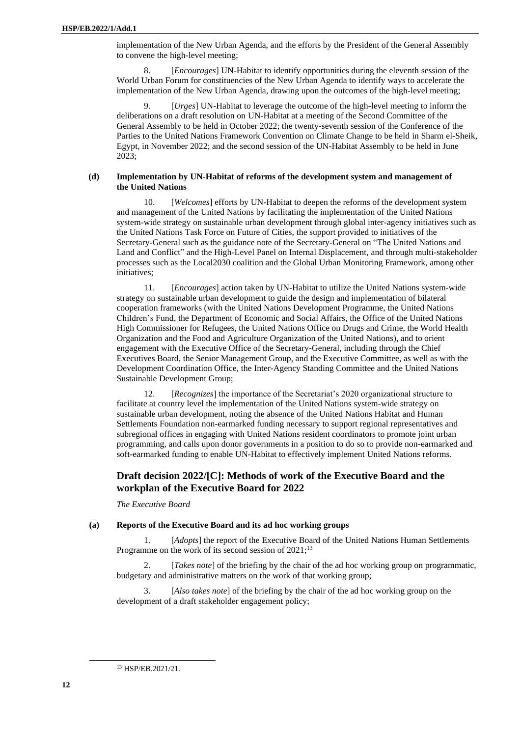implementation of the New Urban Agenda, and the efforts by the President of the General Assembly to convene the high-level meeting;

8. [*Encourages*] UN-Habitat to identify opportunities during the eleventh session of the World Urban Forum for constituencies of the New Urban Agenda to identify ways to accelerate the implementation of the New Urban Agenda, drawing upon the outcomes of the high-level meeting;

9. [*Urges*] UN-Habitat to leverage the outcome of the high-level meeting to inform the deliberations on a draft resolution on UN-Habitat at a meeting of the Second Committee of the General Assembly to be held in October 2022; the twenty-seventh session of the Conference of the Parties to the United Nations Framework Convention on Climate Change to be held in Sharm el-Sheik, Egypt, in November 2022; and the second session of the UN-Habitat Assembly to be held in June 2023;

**(d) Implementation by UN-Habitat of reforms of the development system and management of the United Nations**

10. [*Welcomes*] efforts by UN-Habitat to deepen the reforms of the development system and management of the United Nations by facilitating the implementation of the United Nations system-wide strategy on sustainable urban development through global inter-agency initiatives such as the United Nations Task Force on Future of Cities, the support provided to initiatives of the Secretary-General such as the guidance note of the Secretary-General on "The United Nations and Land and Conflict" and the High-Level Panel on Internal Displacement, and through multi-stakeholder processes such as the Local2030 coalition and the Global Urban Monitoring Framework, among other initiatives;

11. [*Encourages*] action taken by UN-Habitat to utilize the United Nations system-wide strategy on sustainable urban development to guide the design and implementation of bilateral cooperation frameworks (with the United Nations Development Programme, the United Nations Children's Fund, the Department of Economic and Social Affairs, the Office of the United Nations High Commissioner for Refugees, the United Nations Office on Drugs and Crime, the World Health Organization and the Food and Agriculture Organization of the United Nations), and to orient engagement with the Executive Office of the Secretary-General, including through the Chief Executives Board, the Senior Management Group, and the Executive Committee, as well as with the Development Coordination Office, the Inter-Agency Standing Committee and the United Nations Sustainable Development Group;

12. [*Recognizes*] the importance of the Secretariat's 2020 organizational structure to facilitate at country level the implementation of the United Nations system-wide strategy on sustainable urban development, noting the absence of the United Nations Habitat and Human Settlements Foundation non-earmarked funding necessary to support regional representatives and subregional offices in engaging with United Nations resident coordinators to promote joint urban programming, and calls upon donor governments in a position to do so to provide non-earmarked and soft-earmarked funding to enable UN-Habitat to effectively implement United Nations reforms.

## Draft decision 2022/[C]: Methods of work of the Executive Board and the workplan of the Executive Board for 2022

*The Executive Board*

**(a) Reports of the Executive Board and its ad hoc working groups**

1. [*Adopts*] the report of the Executive Board of the United Nations Human Settlements Programme on the work of its second session of 2021;[13]

2. [*Takes note*] of the briefing by the chair of the ad hoc working group on programmatic, budgetary and administrative matters on the work of that working group;

3. [*Also takes note*] of the briefing by the chair of the ad hoc working group on the development of a draft stakeholder engagement policy;

[13] HSP/EB.2021/21.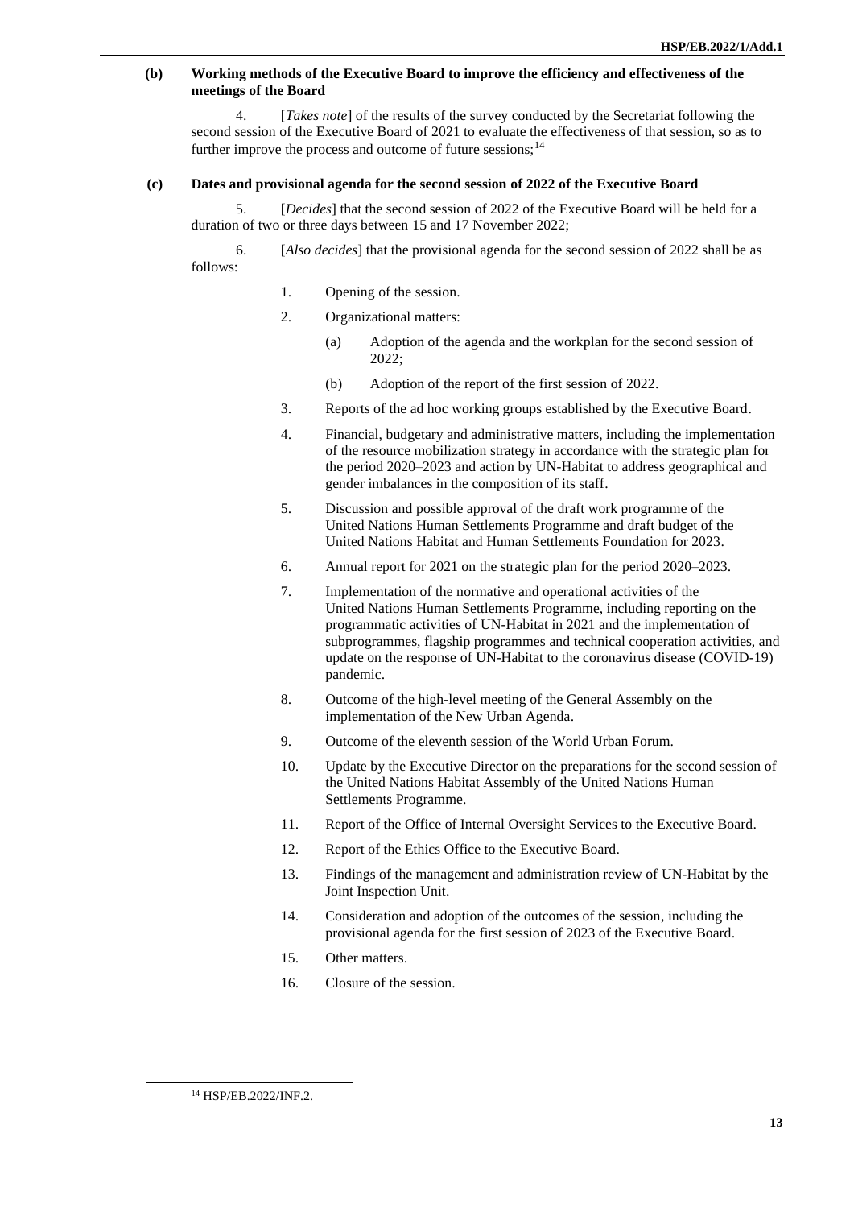**(b) Working methods of the Executive Board to improve the efficiency and effectiveness of the meetings of the Board**

4. [*Takes note*] of the results of the survey conducted by the Secretariat following the second session of the Executive Board of 2021 to evaluate the effectiveness of that session, so as to further improve the process and outcome of future sessions;[14]

**(c) Dates and provisional agenda for the second session of 2022 of the Executive Board**

5. [*Decides*] that the second session of 2022 of the Executive Board will be held for a duration of two or three days between 15 and 17 November 2022;

6. [*Also decides*] that the provisional agenda for the second session of 2022 shall be as follows:

1. Opening of the session.
2. Organizational matters:
   - (a) Adoption of the agenda and the workplan for the second session of 2022;
   - (b) Adoption of the report of the first session of 2022.
3. Reports of the ad hoc working groups established by the Executive Board.
4. Financial, budgetary and administrative matters, including the implementation of the resource mobilization strategy in accordance with the strategic plan for the period 2020–2023 and action by UN-Habitat to address geographical and gender imbalances in the composition of its staff.
5. Discussion and possible approval of the draft work programme of the United Nations Human Settlements Programme and draft budget of the United Nations Habitat and Human Settlements Foundation for 2023.
6. Annual report for 2021 on the strategic plan for the period 2020–2023.
7. Implementation of the normative and operational activities of the United Nations Human Settlements Programme, including reporting on the programmatic activities of UN-Habitat in 2021 and the implementation of subprogrammes, flagship programmes and technical cooperation activities, and update on the response of UN-Habitat to the coronavirus disease (COVID-19) pandemic.
8. Outcome of the high-level meeting of the General Assembly on the implementation of the New Urban Agenda.
9. Outcome of the eleventh session of the World Urban Forum.
10. Update by the Executive Director on the preparations for the second session of the United Nations Habitat Assembly of the United Nations Human Settlements Programme.
11. Report of the Office of Internal Oversight Services to the Executive Board.
12. Report of the Ethics Office to the Executive Board.
13. Findings of the management and administration review of UN-Habitat by the Joint Inspection Unit.
14. Consideration and adoption of the outcomes of the session, including the provisional agenda for the first session of 2023 of the Executive Board.
15. Other matters.
16. Closure of the session.

[14] HSP/EB.2022/INF.2.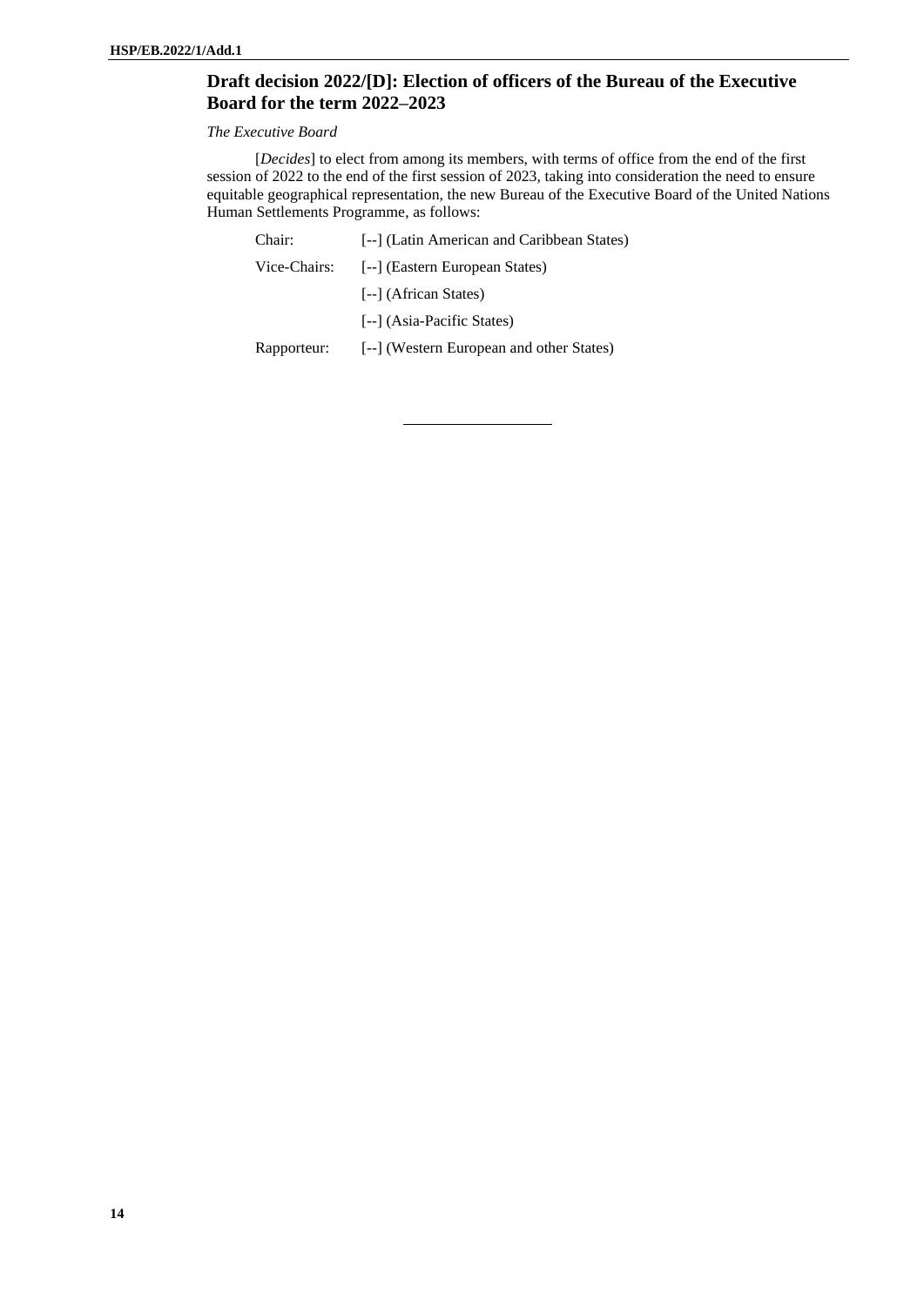## Draft decision 2022/[D]: Election of officers of the Bureau of the Executive Board for the term 2022–2023

*The Executive Board*

[*Decides*] to elect from among its members, with terms of office from the end of the first session of 2022 to the end of the first session of 2023, taking into consideration the need to ensure equitable geographical representation, the new Bureau of the Executive Board of the United Nations Human Settlements Programme, as follows:

| | |
|---|---|
| Chair: | [--] (Latin American and Caribbean States) |
| Vice-Chairs: | [--] (Eastern European States) |
| | [--] (African States) |
| | [--] (Asia-Pacific States) |
| Rapporteur: | [--] (Western European and other States) |